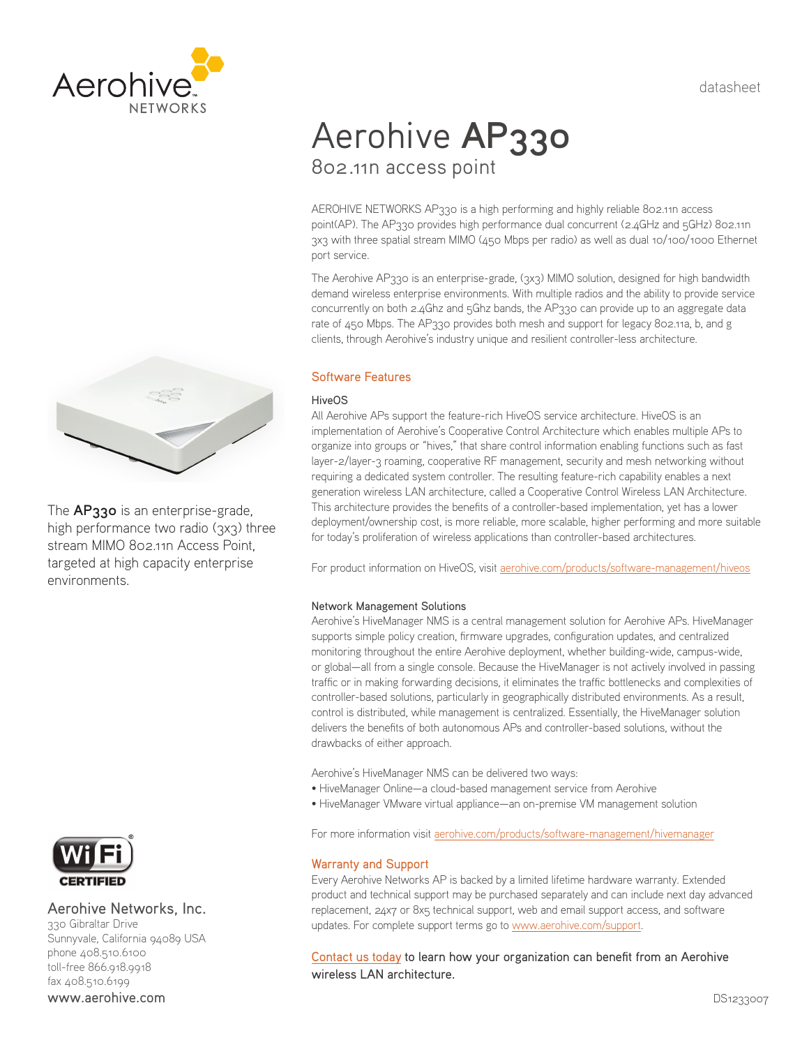datasheet

# Aerohive **AP330**

## 802.11n access point

AEROHIVE NETWORKS AP330 is a high performing and highly reliable 802.11n access point(AP). The AP330 provides high performance dual concurrent (2.4GHz and 5GHz) 802.11n 3x3 with three spatial stream MIMO (450 Mbps per radio) as well as dual 10/100/1000 Ethernet port service.

The Aerohive AP330 is an enterprise-grade, (3x3) MIMO solution, designed for high bandwidth demand wireless enterprise environments. With multiple radios and the ability to provide service concurrently on both 2.4Ghz and 5Ghz bands, the AP330 can provide up to an aggregate data rate of 450 Mbps. The AP330 provides both mesh and support for legacy 802.11a, b, and g clients, through Aerohive's industry unique and resilient controller-less architecture.

The **AP330** is an enterprise-grade, high performance two radio (3x3) three stream MIMO 802.11n Access Point, targeted at high capacity enterprise environments.

### Software Features

#### HiveOS

All Aerohive APs support the feature-rich HiveOS service architecture. HiveOS is an implementation of Aerohive's Cooperative Control Architecture which enables multiple APs to organize into groups or "hives," that share control information enabling functions such as fast layer-2/layer-3 roaming, cooperative RF management, security and mesh networking without requiring a dedicated system controller. The resulting feature-rich capability enables a next generation wireless LAN architecture, called a Cooperative Control Wireless LAN Architecture. This architecture provides the benefits of a controller-based implementation, yet has a lower deployment/ownership cost, is more reliable, more scalable, higher performing and more suitable for today's proliferation of wireless applications than controller-based architectures.

For product information on HiveOS, visit aerohive.com/products/software-management/hiveos

#### Network Management Solutions

Aerohive's HiveManager NMS is a central management solution for Aerohive APs. HiveManager supports simple policy creation, firmware upgrades, configuration updates, and centralized monitoring throughout the entire Aerohive deployment, whether building-wide, campus-wide, or global—all from a single console. Because the HiveManager is not actively involved in passing traffic or in making forwarding decisions, it eliminates the traffic bottlenecks and complexities of controller-based solutions, particularly in geographically distributed environments. As a result, control is distributed, while management is centralized. Essentially, the HiveManager solution delivers the benefits of both autonomous APs and controller-based solutions, without the drawbacks of either approach.

Aerohive's HiveManager NMS can be delivered two ways:

- HiveManager Online—a cloud-based management service from Aerohive
- HiveManager VMware virtual appliance—an on-premise VM management solution

For more information visit aerohive.com/products/software-management/hivemanager

### Warranty and Support

Every Aerohive Networks AP is backed by a limited lifetime hardware warranty. Extended product and technical support may be purchased separately and can include next day advanced replacement, 24x7 or 8x5 technical support, web and email support access, and software updates. For complete support terms go to www.aerohive.com/support.

Contact us today to learn how your organization can benefit from an Aerohive wireless LAN architecture.

Wi-Fi CERTIFIED

**Aerohive Networks, Inc.**
330 Gibraltar Drive
Sunnyvale, California 94089 USA
phone 408.510.6100
toll-free 866.918.9918
fax 408.510.6199
www.aerohive.com

DS1233007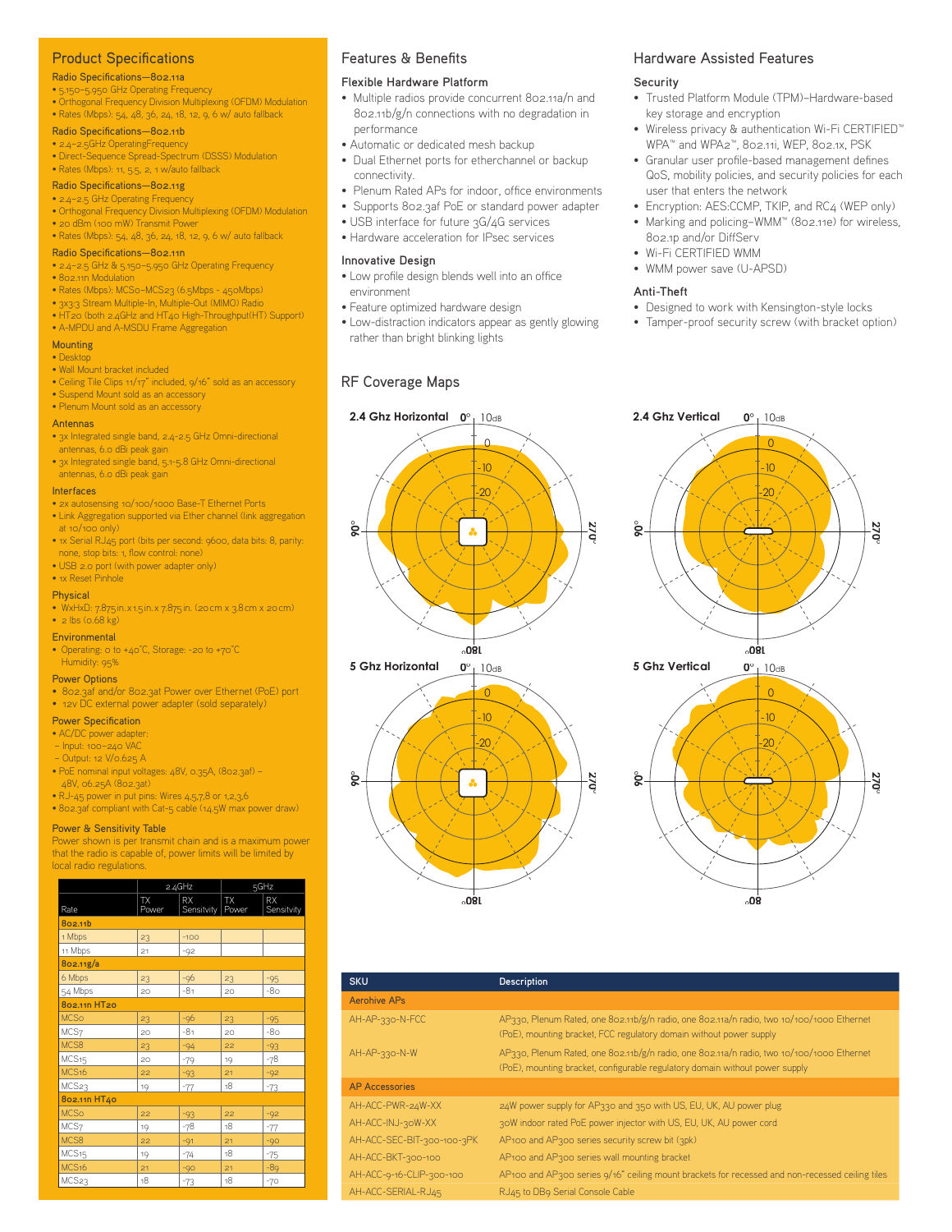## Product Specifications

### Radio Specifications—802.11a

- 5.150–5.950 GHz Operating Frequency
- Orthogonal Frequency Division Multiplexing (OFDM) Modulation
- Rates (Mbps): 54, 48, 36, 24, 18, 12, 9, 6 w/ auto fallback

### Radio Specifications—802.11b

- 2.4–2.5GHz OperatingFrequency
- Direct-Sequence Spread-Spectrum (DSSS) Modulation
- Rates (Mbps): 11, 5.5, 2, 1 w/auto fallback

### Radio Specifications—802.11g

- 2.4–2.5 GHz Operating Frequency
- Orthogonal Frequency Division Multiplexing (OFDM) Modulation
- 20 dBm (100 mW) Transmit Power
- Rates (Mbps): 54, 48, 36, 24, 18, 12, 9, 6 w/ auto fallback

### Radio Specifications—802.11n

- 2.4–2.5 GHz & 5.150–5.950 GHz Operating Frequency
- 802.11n Modulation
- Rates (Mbps): MCS0–MCS23 (6.5Mbps - 450Mbps)
- 3x3:3 Stream Multiple-In, Multiple-Out (MIMO) Radio
- HT20 (both 2.4GHz and HT40 High-Throughput(HT) Support)
- A-MPDU and A-MSDU Frame Aggregation

### Mounting

- Desktop
- Wall Mount bracket included
- Ceiling Tile Clips 11/17" included, 9/16" sold as an accessory
- Suspend Mount sold as an accessory
- Plenum Mount sold as an accessory

### Antennas

- 3x Integrated single band, 2.4-2.5 GHz Omni-directional antennas, 6.0 dBi peak gain
- 3x Integrated single band, 5.1-5.8 GHz Omni-directional antennas, 6.0 dBi peak gain

### Interfaces

- 2x autosensing 10/100/1000 Base-T Ethernet Ports
- Link Aggregation supported via Ether channel (link aggregation at 10/100 only)
- 1x Serial RJ45 port (bits per second: 9600, data bits: 8, parity: none, stop bits: 1, flow control: none)
- USB 2.0 port (with power adapter only)
- 1x Reset Pinhole

### Physical

- WxHxD: 7.875in. x 1.5in. x 7.875 in. (20cm x 3.8cm x 20cm)
- 2 lbs (0.68 kg)

### Environmental

- Operating: 0 to +40°C, Storage: -20 to +70°C Humidity: 95%

### Power Options

- 802.3af and/or 802.3at Power over Ethernet (PoE) port
- 12v DC external power adapter (sold separately)

### Power Specification

- AC/DC power adapter:
  - Input: 100–240 VAC
  - Output: 12 V/0.625 A
- PoE nominal input voltages: 48V, 0.35A, (802.3af) – 48V, 06.25A (802.3at)
- RJ-45 power in put pins: Wires 4,5,7,8 or 1,2,3,6
- 802.3af compliant with Cat-5 cable (14.5W max power draw)

### Power & Sensitivity Table

Power shown is per transmit chain and is a maximum power that the radio is capable of, power limits will be limited by local radio regulations.

| | 2.4GHz | | 5GHz | |
|---|---|---|---|---|
| Rate | TX Power | RX Sensitvity | TX Power | RX Sensitvity |
| **802.11b** | | | | |
| 1 Mbps | 23 | -100 | | |
| 11 Mbps | 21 | -92 | | |
| **802.11g/a** | | | | |
| 6 Mbps | 23 | -96 | 23 | -95 |
| 54 Mbps | 20 | -81 | 20 | -80 |
| **802.11n HT20** | | | | |
| MCS0 | 23 | -96 | 23 | -95 |
| MCS7 | 20 | -81 | 20 | -80 |
| MCS8 | 23 | -94 | 22 | -93 |
| MCS15 | 20 | -79 | 19 | -78 |
| MCS16 | 22 | -93 | 21 | -92 |
| MCS23 | 19 | -77 | 18 | -73 |
| **802.11n HT40** | | | | |
| MCS0 | 22 | -93 | 22 | -92 |
| MCS7 | 19 | -78 | 18 | -77 |
| MCS8 | 22 | -91 | 21 | -90 |
| MCS15 | 19 | -74 | 18 | -75 |
| MCS16 | 21 | -90 | 21 | -89 |
| MCS23 | 18 | -73 | 18 | -70 |

## Features & Benefits

### Flexible Hardware Platform

- Multiple radios provide concurrent 802.11a/n and 802.11b/g/n connections with no degradation in performance
- Automatic or dedicated mesh backup
- Dual Ethernet ports for etherchannel or backup connectivity.
- Plenum Rated APs for indoor, office environments
- Supports 802.3af PoE or standard power adapter
- USB interface for future 3G/4G services
- Hardware acceleration for IPsec services

### Innovative Design

- Low profile design blends well into an office environment
- Feature optimized hardware design
- Low-distraction indicators appear as gently glowing rather than bright blinking lights

## Hardware Assisted Features

### Security

- Trusted Platform Module (TPM)–Hardware-based key storage and encryption
- Wireless privacy & authentication Wi-Fi CERTIFIED™ WPA™ and WPA2™, 802.11i, WEP, 802.1x, PSK
- Granular user profile-based management defines QoS, mobility policies, and security policies for each user that enters the network
- Encryption: AES:CCMP, TKIP, and RC4 (WEP only)
- Marking and policing–WMM™ (802.11e) for wireless, 802.1p and/or DiffServ
- Wi-Fi CERTIFIED WMM
- WMM power save (U-APSD)

### Anti-Theft

- Designed to work with Kensington-style locks
- Tamper-proof security screw (with bracket option)

## RF Coverage Maps

**2.4 Ghz Horizontal**

0° 10dB 0 -10 -20 90° 270° 180°

**2.4 Ghz Vertical**

0° 10dB 0 -10 -20 90° 270° 180°

**5 Ghz Horizontal**

0° 10dB 0 -10 -20 90° 270° 180°

**5 Ghz Vertical**

0° 10dB 0 -10 -20 90° 270° 180°

| SKU | Description |
|---|---|
| **Aerohive APs** | |
| AH-AP-330-N-FCC | AP330, Plenum Rated, one 802.11b/g/n radio, one 802.11a/n radio, two 10/100/1000 Ethernet (PoE), mounting bracket, FCC regulatory domain without power supply |
| AH-AP-330-N-W | AP330, Plenum Rated, one 802.11b/g/n radio, one 802.11a/n radio, two 10/100/1000 Ethernet (PoE), mounting bracket, configurable regulatory domain without power supply |
| **AP Accessories** | |
| AH-ACC-PWR-24W-XX | 24W power supply for AP330 and 350 with US, EU, UK, AU power plug |
| AH-ACC-INJ-30W-XX | 30W indoor rated PoE power injector with US, EU, UK, AU power cord |
| AH-ACC-SEC-BIT-300-100-3PK | AP100 and AP300 series security screw bit (3pk) |
| AH-ACC-BKT-300-100 | AP100 and AP300 series wall mounting bracket |
| AH-ACC-9-16-CLIP-300-100 | AP100 and AP300 series 9/16" ceiling mount brackets for recessed and non-recessed ceiling tiles |
| AH-ACC-SERIAL-RJ45 | RJ45 to DB9 Serial Console Cable |